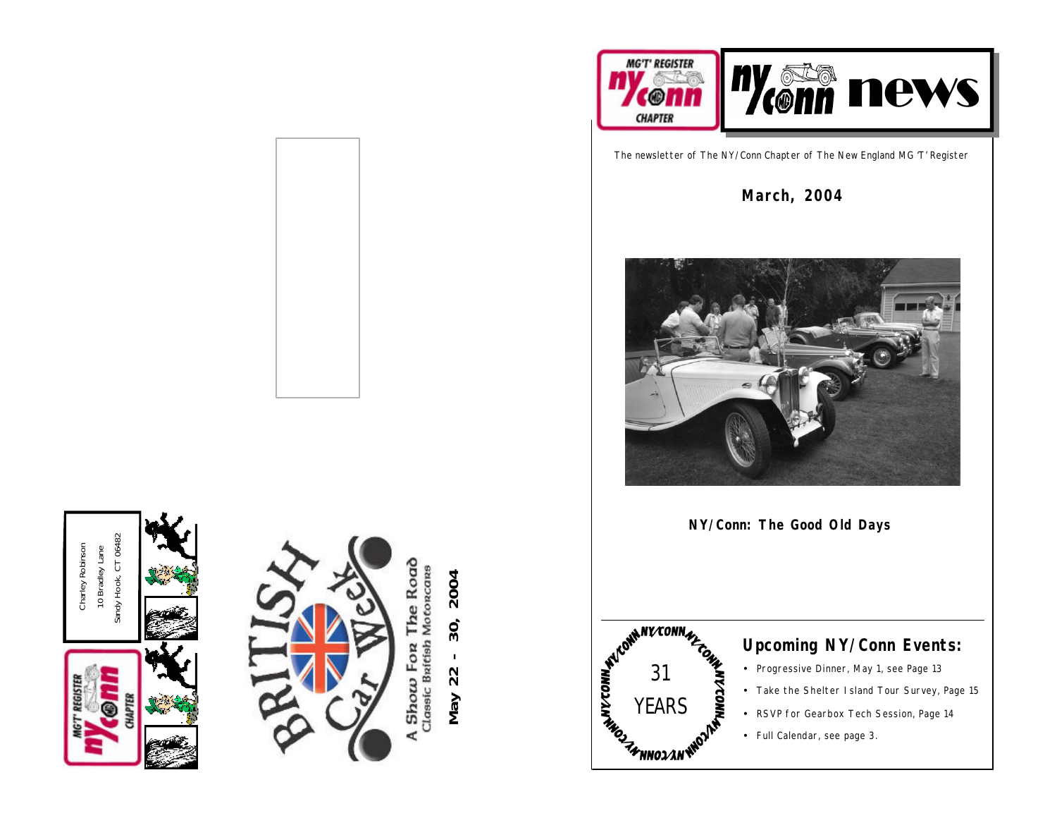Charley Robinson
10 Bradley Lane
Sandy Hook, CT 06482

MG'T' REGISTER
ny/conn
CHAPTER

BRITISH Car Week

A Show For The Road
Classic British Motorcars

May 22 - 30, 2004

MG'T' REGISTER
ny/conn
CHAPTER

# ny/conn news

The newsletter of The NY/Conn Chapter of The New England MG 'T' Register

**March, 2004**

**NY/Conn: The Good Old Days**

NY/CONN
31 YEARS

## Upcoming NY/Conn Events:

- Progressive Dinner, May 1, see Page 13
- Take the Shelter Island Tour Survey, Page 15
- RSVP for Gearbox Tech Session, Page 14
- Full Calendar, see page 3.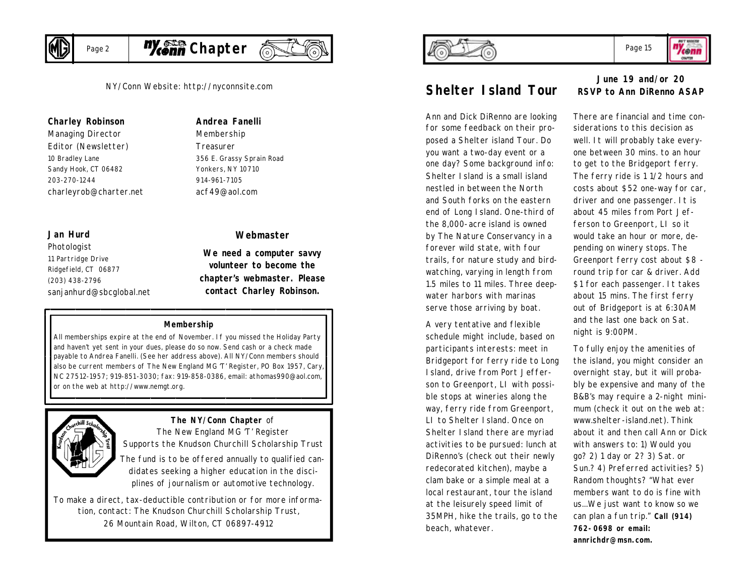NY/Conn Website: http://nyconnsite.com

**Charley Robinson**
Managing Director
Editor (Newsletter)
10 Bradley Lane
Sandy Hook, CT 06482
203-270-1244
charleyrob@charter.net

**Andrea Fanelli**
Membership
Treasurer
356 E. Grassy Sprain Road
Yonkers, NY 10710
914-961-7105
acf49@aol.com

**Jan Hurd**
Photologist
11 Partridge Drive
Ridgefield, CT 06877
(203) 438-2796
sanjanhurd@sbcglobal.net

**Webmaster**

**We need a computer savvy volunteer to become the chapter's webmaster. Please contact Charley Robinson.**

**Membership**

All memberships expire at the end of November. If you missed the Holiday Party and haven't yet sent in your dues, please do so now. Send cash or a check made payable to Andrea Fanelli. (See her address above). All NY/Conn members should also be current members of The New England MG 'T' Register, PO Box 1957, Cary, NC 27512-1957; 919-851-3030; fax: 919-858-0386, email: athomas990@aol.com, or on the web at http://www.nemgt.org.

**The NY/Conn Chapter** of
The New England MG 'T' Register
Supports the Knudson Churchill Scholarship Trust

The fund is to be offered annually to qualified candidates seeking a higher education in the disciplines of journalism or automotive technology.

To make a direct, tax-deductible contribution or for more information, contact: The Knudson Churchill Scholarship Trust, 26 Mountain Road, Wilton, CT 06897-4912

# Shelter Island Tour

**June 19 and/or 20**
**RSVP to Ann DiRenno ASAP**

Ann and Dick DiRenno are looking for some feedback on their proposed a Shelter island Tour. Do you want a two-day event or a one day? Some background info: Shelter Island is a small island nestled in between the North and South forks on the eastern end of Long Island. One-third of the 8,000-acre island is owned by The Nature Conservancy in a forever wild state, with four trails, for nature study and birdwatching, varying in length from 1.5 miles to 11 miles. Three deepwater harbors with marinas serve those arriving by boat.

A very tentative and flexible schedule might include, based on participants interests: meet in Bridgeport for ferry ride to Long Island, drive from Port Jefferson to Greenport, LI with possible stops at wineries along the way, ferry ride from Greenport, LI to Shelter Island. Once on Shelter Island there are myriad activities to be pursued: lunch at DiRenno's (check out their newly redecorated kitchen), maybe a clam bake or a simple meal at a local restaurant, tour the island at the leisurely speed limit of 35MPH, hike the trails, go to the beach, whatever.

There are financial and time considerations to this decision as well. It will probably take everyone between 30 mins. to an hour to get to the Bridgeport ferry. The ferry ride is 1 1/2 hours and costs about $52 one-way for car, driver and one passenger. It is about 45 miles from Port Jefferson to Greenport, LI so it would take an hour or more, depending on winery stops. The Greenport ferry cost about $8 - round trip for car & driver. Add $1 for each passenger. It takes about 15 mins. The first ferry out of Bridgeport is at 6:30AM and the last one back on Sat. night is 9:00PM.

To fully enjoy the amenities of the island, you might consider an overnight stay, but it will probably be expensive and many of the B&B's may require a 2-night minimum (check it out on the web at: www.shelter-island.net). Think about it and then call Ann or Dick with answers to: 1) Would you go? 2) 1 day or 2? 3) Sat. or Sun.? 4) Preferred activities? 5) Random thoughts? "What ever members want to do is fine with us...We just want to know so we can plan a fun trip." **Call (914) 762-0698 or email: annrichdr@msn.com.**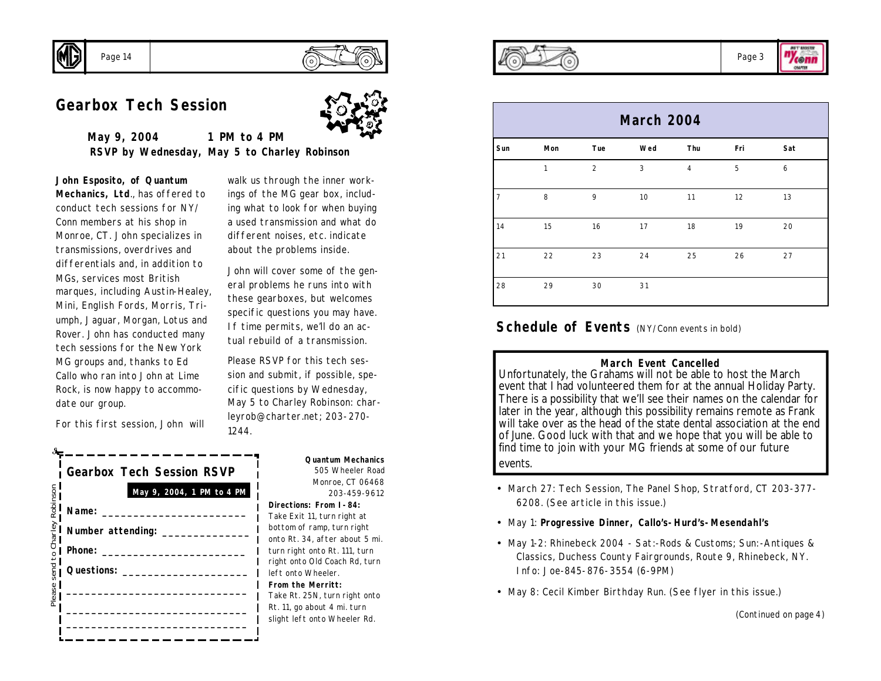## Gearbox Tech Session

**May 9, 2004 1 PM to 4 PM**
**RSVP by Wednesday, May 5 to Charley Robinson**

**John Esposito, of Quantum Mechanics, Ltd**., has offered to conduct tech sessions for NY/Conn members at his shop in Monroe, CT. John specializes in transmissions, overdrives and differentials and, in addition to MGs, services most British marques, including Austin-Healey, Mini, English Fords, Morris, Triumph, Jaguar, Morgan, Lotus and Rover. John has conducted many tech sessions for the New York MG groups and, thanks to Ed Callo who ran into John at Lime Rock, is now happy to accommodate our group.

For this first session, John will walk us through the inner workings of the MG gear box, including what to look for when buying a used transmission and what do different noises, etc. indicate about the problems inside.

John will cover some of the general problems he runs into with these gearboxes, but welcomes specific questions you may have. If time permits, we'll do an actual rebuild of a transmission.

Please RSVP for this tech session and submit, if possible, specific questions by Wednesday, May 5 to Charley Robinson: charleyrob@charter.net; 203-270-1244.

### Gearbox Tech Session RSVP

**May 9, 2004, 1 PM to 4 PM**

**Name:** ______________________

**Number attending:** ______________

**Phone:** ______________________

**Questions:** ___________________

______________________________

______________________________

______________________________

Please send to Charley Robinson

**Quantum Mechanics**
505 Wheeler Road
Monroe, CT 06468
203-459-9612

**Directions: From I-84:**
Take Exit 11, turn right at bottom of ramp, turn right onto Rt. 34, after about 5 mi. turn right onto Rt. 111, turn right onto Old Coach Rd, turn left onto Wheeler.

**From the Merritt:**
Take Rt. 25N, turn right onto Rt. 11, go about 4 mi. turn slight left onto Wheeler Rd.

## March 2004

| Sun | Mon | Tue | Wed | Thu | Fri | Sat |
|---|---|---|---|---|---|---|
| | 1 | 2 | 3 | 4 | 5 | 6 |
| 7 | 8 | 9 | 10 | 11 | 12 | 13 |
| 14 | 15 | 16 | 17 | 18 | 19 | 20 |
| 21 | 22 | 23 | 24 | 25 | 26 | 27 |
| 28 | 29 | 30 | 31 | | | |

## Schedule of Events (NY/Conn events in bold)

**March Event Cancelled**

Unfortunately, the Grahams will not be able to host the March event that I had volunteered them for at the annual Holiday Party. There is a possibility that we'll see their names on the calendar for later in the year, although this possibility remains remote as Frank will take over as the head of the state dental association at the end of June. Good luck with that and we hope that you will be able to find time to join with your MG friends at some of our future events.

- March 27: Tech Session, The Panel Shop, Stratford, CT 203-377-6208. (See article in this issue.)
- May 1: **Progressive Dinner, Callo's-Hurd's-Mesendahl's**
- May 1-2: Rhinebeck 2004 - Sat:-Rods & Customs; Sun:-Antiques & Classics, Duchess County Fairgrounds, Route 9, Rhinebeck, NY. Info: Joe-845-876-3554 (6-9PM)
- May 8: Cecil Kimber Birthday Run. (See flyer in this issue.)

(Continued on page 4)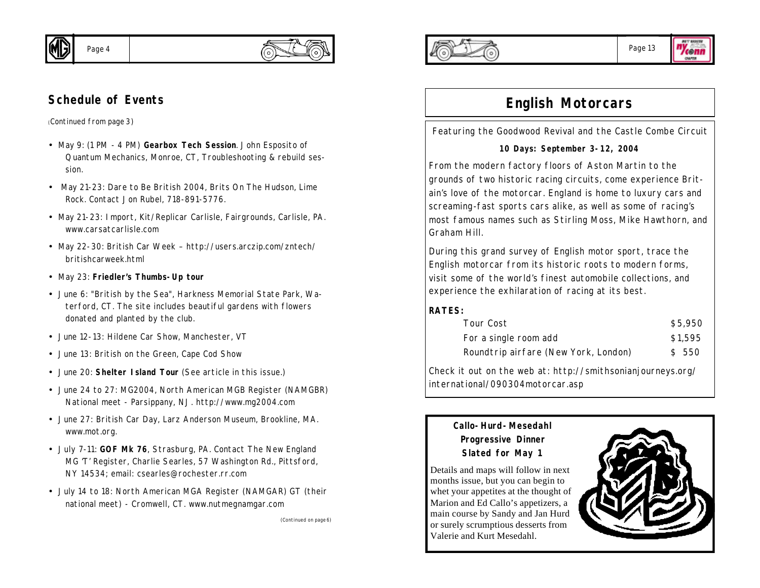## Schedule of Events

(Continued from page 3)

- May 9: (1 PM - 4 PM) **Gearbox Tech Session**. John Esposito of Quantum Mechanics, Monroe, CT, Troubleshooting & rebuild session.
- May 21-23: Dare to Be British 2004, Brits On The Hudson, Lime Rock. Contact Jon Rubel, 718-891-5776.
- May 21-23: Import, Kit/Replicar Carlisle, Fairgrounds, Carlisle, PA. www.carsatcarlisle.com
- May 22-30: British Car Week – http://users.arczip.com/zntech/britishcarweek.html
- May 23: **Friedler's Thumbs-Up tour**
- June 6: "British by the Sea", Harkness Memorial State Park, Waterford, CT. The site includes beautiful gardens with flowers donated and planted by the club.
- June 12-13: Hildene Car Show, Manchester, VT
- June 13: British on the Green, Cape Cod Show
- June 20: **Shelter Island Tour** (See article in this issue.)
- June 24 to 27: MG2004, North American MGB Register (NAMGBR) National meet - Parsippany, NJ. http://www.mg2004.com
- June 27: British Car Day, Larz Anderson Museum, Brookline, MA. www.mot.org.
- July 7-11: **GOF Mk 76**, Strasburg, PA. Contact The New England MG 'T' Register, Charlie Searles, 57 Washington Rd., Pittsford, NY 14534; email: csearles@rochester.rr.com
- July 14 to 18: North American MGA Register (NAMGAR) GT (their national meet) - Cromwell, CT. www.nutmegnamgar.com

(Continued on page 6)

## English Motorcars

Featuring the Goodwood Revival and the Castle Combe Circuit

**10 Days: September 3-12, 2004**

From the modern factory floors of Aston Martin to the grounds of two historic racing circuits, come experience Britain's love of the motorcar. England is home to luxury cars and screaming-fast sports cars alike, as well as some of racing's most famous names such as Stirling Moss, Mike Hawthorn, and Graham Hill.

During this grand survey of English motor sport, trace the English motorcar from its historic roots to modern forms, visit some of the world's finest automobile collections, and experience the exhilaration of racing at its best.

**RATES:**

| | |
|---|---|
| Tour Cost | $5,950 |
| For a single room add | $1,595 |
| Roundtrip airfare (New York, London) | $ 550 |

Check it out on the web at: http://smithsonianjourneys.org/international/090304motorcar.asp

### Callo-Hurd-Mesedahl Progressive Dinner Slated for May 1

Details and maps will follow in next months issue, but you can begin to whet your appetites at the thought of Marion and Ed Callo's appetizers, a main course by Sandy and Jan Hurd or surely scrumptious desserts from Valerie and Kurt Mesedahl.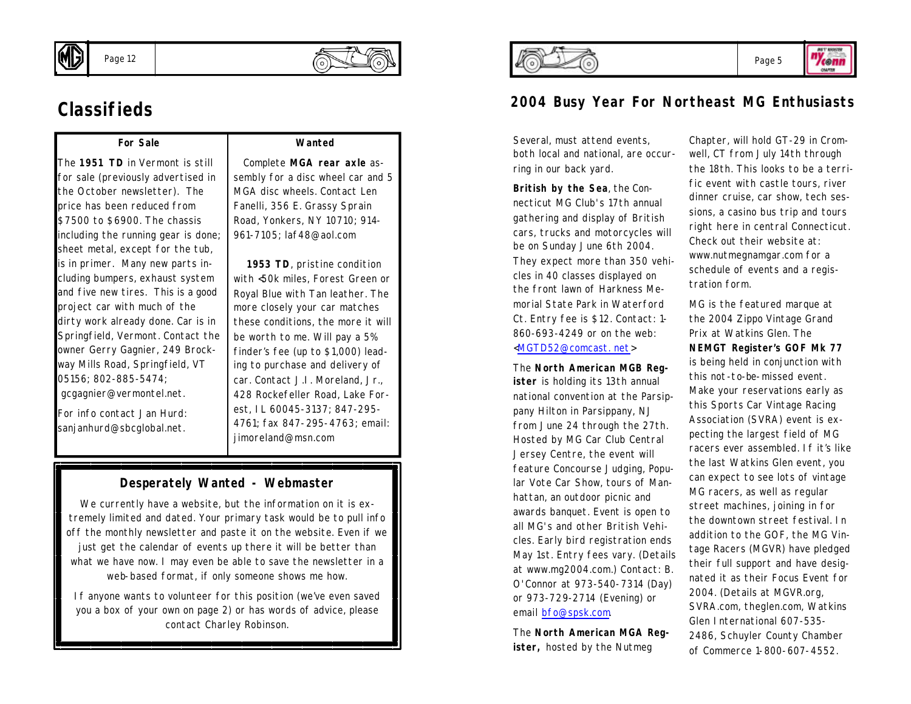# Classifieds

| For Sale | Wanted |
| --- | --- |
| The **1951 TD** in Vermont is still for sale (previously advertised in the October newsletter). The price has been reduced from $7500 to $6900. The chassis including the running gear is done; sheet metal, except for the tub, is in primer. Many new parts including bumpers, exhaust system and five new tires. This is a good project car with much of the dirty work already done. Car is in Springfield, Vermont. Contact the owner Gerry Gagnier, 249 Brockway Mills Road, Springfield, VT 05156; 802-885-5474; gcgagnier@vermontel.net. For info contact Jan Hurd: sanjanhurd@sbcglobal.net. | Complete **MGA rear axle** assembly for a disc wheel car and 5 MGA disc wheels. Contact Len Fanelli, 356 E. Grassy Sprain Road, Yonkers, NY 10710; 914-961-7105; laf48@aol.com **1953 TD**, pristine condition with <50k miles, Forest Green or Royal Blue with Tan leather. The more closely your car matches these conditions, the more it will be worth to me. Will pay a 5% finder's fee (up to $1,000) leading to purchase and delivery of car. Contact J.I. Moreland, Jr., 428 Rockefeller Road, Lake Forest, IL 60045-3137; 847-295-4761; fax 847-295-4763; email: jimoreland@msn.com |

### Desperately Wanted - Webmaster

We currently have a website, but the information on it is extremely limited and dated. Your primary task would be to pull info off the monthly newsletter and paste it on the website. Even if we just get the calendar of events up there it will be better than what we have now. I may even be able to save the newsletter in a web-based format, if only someone shows me how.

If anyone wants to volunteer for this position (we've even saved you a box of your own on page 2) or has words of advice, please contact Charley Robinson.

## 2004 Busy Year For Northeast MG Enthusiasts

Several, must attend events, both local and national, are occurring in our back yard.

**British by the Sea**, the Connecticut MG Club's 17th annual gathering and display of British cars, trucks and motorcycles will be on Sunday June 6th 2004. They expect more than 350 vehicles in 40 classes displayed on the front lawn of Harkness Memorial State Park in Waterford Ct. Entry fee is $12. Contact: 1-860-693-4249 or on the web: <MGTD52@comcast.net>

The **North American MGB Register** is holding its 13th annual national convention at the Parsippany Hilton in Parsippany, NJ from June 24 through the 27th. Hosted by MG Car Club Central Jersey Centre, the event will feature Concourse Judging, Popular Vote Car Show, tours of Manhattan, an outdoor picnic and awards banquet. Event is open to all MG's and other British Vehicles. Early bird registration ends May 1st. Entry fees vary. (Details at www.mg2004.com.) Contact: B. O'Connor at 973-540-7314 (Day) or 973-729-2714 (Evening) or email bfo@spsk.com.

The **North American MGA Register,** hosted by the Nutmeg Chapter, will hold GT-29 in Cromwell, CT from July 14th through the 18th. This looks to be a terrific event with castle tours, river dinner cruise, car show, tech sessions, a casino bus trip and tours right here in central Connecticut. Check out their website at: www.nutmegnamgar.com for a schedule of events and a registration form.

MG is the featured marque at the 2004 Zippo Vintage Grand Prix at Watkins Glen. The **NEMGT Register's GOF Mk 77** is being held in conjunction with this not-to-be-missed event. Make your reservations early as this Sports Car Vintage Racing Association (SVRA) event is expecting the largest field of MG racers ever assembled. If it's like the last Watkins Glen event, you can expect to see lots of vintage MG racers, as well as regular street machines, joining in for the downtown street festival. In addition to the GOF, the MG Vintage Racers (MGVR) have pledged their full support and have designated it as their Focus Event for 2004. (Details at MGVR.org, SVRA.com, theglen.com, Watkins Glen International 607-535-2486, Schuyler County Chamber of Commerce 1-800-607-4552.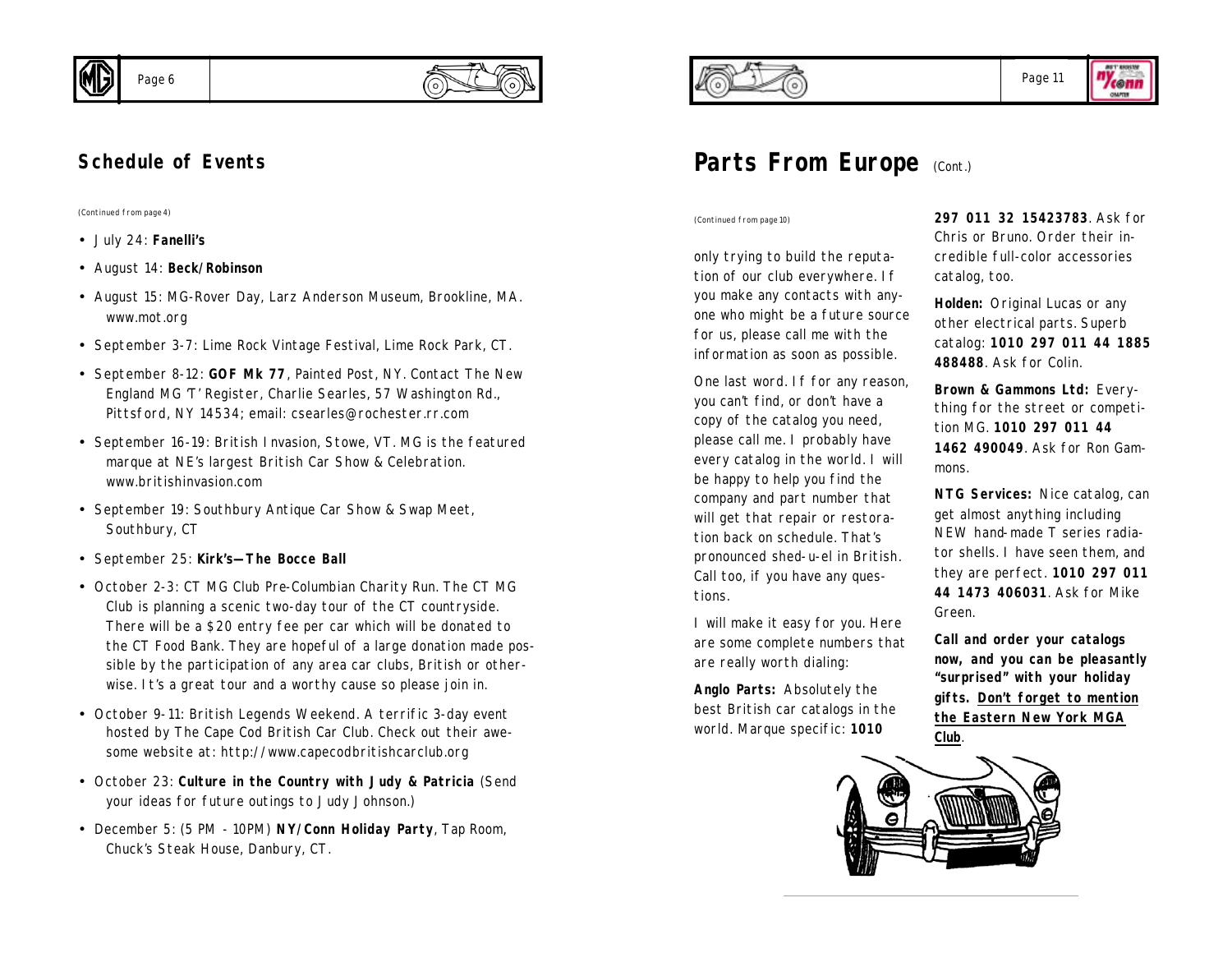## Schedule of Events

*(Continued from page 4)*

- July 24: **Fanelli's**
- August 14: **Beck/Robinson**
- August 15: MG-Rover Day, Larz Anderson Museum, Brookline, MA. www.mot.org
- September 3-7: Lime Rock Vintage Festival, Lime Rock Park, CT.
- September 8-12: **GOF Mk 77**, Painted Post, NY. Contact The New England MG 'T' Register, Charlie Searles, 57 Washington Rd., Pittsford, NY 14534; email: csearles@rochester.rr.com
- September 16-19: British Invasion, Stowe, VT. MG is the featured marque at NE's largest British Car Show & Celebration. www.britishinvasion.com
- September 19: Southbury Antique Car Show & Swap Meet, Southbury, CT
- September 25: **Kirk's—The Bocce Ball**
- October 2-3: CT MG Club Pre-Columbian Charity Run. The CT MG Club is planning a scenic two-day tour of the CT countryside. There will be a $20 entry fee per car which will be donated to the CT Food Bank. They are hopeful of a large donation made possible by the participation of any area car clubs, British or otherwise. It's a great tour and a worthy cause so please join in.
- October 9-11: British Legends Weekend. A terrific 3-day event hosted by The Cape Cod British Car Club. Check out their awesome website at: http://www.capecodbritishcarclub.org
- October 23: **Culture in the Country with Judy & Patricia** (Send your ideas for future outings to Judy Johnson.)
- December 5: (5 PM - 10PM) **NY/Conn Holiday Party**, Tap Room, Chuck's Steak House, Danbury, CT.

## Parts From Europe (Cont.)

*(Continued from page 10)*

only trying to build the reputation of our club everywhere. If you make any contacts with anyone who might be a future source for us, please call me with the information as soon as possible.

One last word. If for any reason, you can't find, or don't have a copy of the catalog you need, please call me. I probably have every catalog in the world. I will be happy to help you find the company and part number that will get that repair or restoration back on schedule. That's pronounced shed-u-el in British. Call too, if you have any questions.

I will make it easy for you. Here are some complete numbers that are really worth dialing:

**Anglo Parts:** Absolutely the best British car catalogs in the world. Marque specific: **1010 297 011 32 15423783**. Ask for Chris or Bruno. Order their incredible full-color accessories catalog, too.

**Holden:** Original Lucas or any other electrical parts. Superb catalog: **1010 297 011 44 1885 488488**. Ask for Colin.

**Brown & Gammons Ltd:** Everything for the street or competition MG. **1010 297 011 44 1462 490049**. Ask for Ron Gammons.

**NTG Services:** Nice catalog, can get almost anything including NEW hand-made T series radiator shells. I have seen them, and they are perfect. **1010 297 011 44 1473 406031**. Ask for Mike Green.

**Call and order your catalogs now, and you can be pleasantly "surprised" with your holiday gifts. <u>Don't forget to mention the Eastern New York MGA Club</u>.**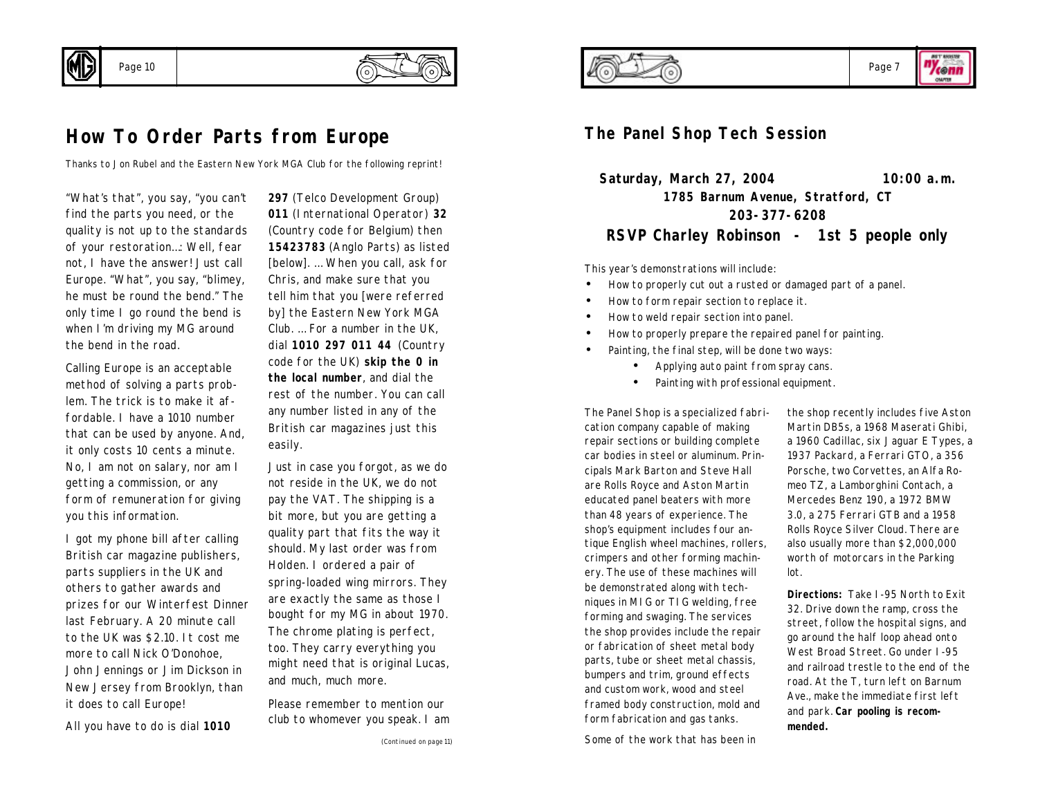# How To Order Parts from Europe

*Thanks to Jon Rubel and the Eastern New York MGA Club for the following reprint!*

"What's that", you say, "you can't find the parts you need, or the quality is not up to the standards of your restoration…: Well, fear not, I have the answer! Just call Europe. "What", you say, "blimey, he must be round the bend." The only time I go round the bend is when I'm driving my MG around the bend in the road.

Calling Europe is an acceptable method of solving a parts problem. The trick is to make it affordable. I have a 1010 number that can be used by anyone. And, it only costs 10 cents a minute. No, I am not on salary, nor am I getting a commission, or any form of remuneration for giving you this information.

I got my phone bill after calling British car magazine publishers, parts suppliers in the UK and others to gather awards and prizes for our Winterfest Dinner last February. A 20 minute call to the UK was $2.10. It cost me more to call Nick O'Donohoe, John Jennings or Jim Dickson in New Jersey from Brooklyn, than it does to call Europe!

All you have to do is dial **1010 297** (Telco Development Group) **011** (International Operator) **32** (Country code for Belgium) then **15423783** (Anglo Parts) as listed [below]. … When you call, ask for Chris, and make sure that you tell him that you [were referred by] the Eastern New York MGA Club. … For a number in the UK, dial **1010 297 011 44** (Country code for the UK) **skip the 0 in the local number**, and dial the rest of the number. You can call any number listed in any of the British car magazines just this easily.

Just in case you forgot, as we do not reside in the UK, we do not pay the VAT. The shipping is a bit more, but you are getting a quality part that fits the way it should. My last order was from Holden. I ordered a pair of spring-loaded wing mirrors. They are exactly the same as those I bought for my MG in about 1970. The chrome plating is perfect, too. They carry everything you might need that is original Lucas, and much, much more.

Please remember to mention our club to whomever you speak. I am

*(Continued on page 11)*

# The Panel Shop Tech Session

**Saturday, March 27, 2004 — 10:00 a.m.**
**1785 Barnum Avenue, Stratford, CT**
**203-377-6208**
**RSVP Charley Robinson - 1st 5 people only**

This year's demonstrations will include:

- How to properly cut out a rusted or damaged part of a panel.
- How to form repair section to replace it.
- How to weld repair section into panel.
- How to properly prepare the repaired panel for painting.
- Painting, the final step, will be done two ways:
    - Applying auto paint from spray cans.
    - Painting with professional equipment.

The Panel Shop is a specialized fabrication company capable of making repair sections or building complete car bodies in steel or aluminum. Principals Mark Barton and Steve Hall are Rolls Royce and Aston Martin educated panel beaters with more than 48 years of experience. The shop's equipment includes four antique English wheel machines, rollers, crimpers and other forming machinery. The use of these machines will be demonstrated along with techniques in MIG or TIG welding, free forming and swaging. The services the shop provides include the repair or fabrication of sheet metal body parts, tube or sheet metal chassis, bumpers and trim, ground effects and custom work, wood and steel framed body construction, mold and form fabrication and gas tanks.

Some of the work that has been in the shop recently includes five Aston Martin DB5s, a 1968 Maserati Ghibi, a 1960 Cadillac, six Jaguar E Types, a 1937 Packard, a Ferrari GTO, a 356 Porsche, two Corvettes, an Alfa Romeo TZ, a Lamborghini Contach, a Mercedes Benz 190, a 1972 BMW 3.0, a 275 Ferrari GTB and a 1958 Rolls Royce Silver Cloud. There are also usually more than $2,000,000 worth of motorcars in the Parking lot.

**Directions:** Take I-95 North to Exit 32. Drive down the ramp, cross the street, follow the hospital signs, and go around the half loop ahead onto West Broad Street. Go under I-95 and railroad trestle to the end of the road. At the T, turn left on Barnum Ave., make the immediate first left and park. **Car pooling is recommended.**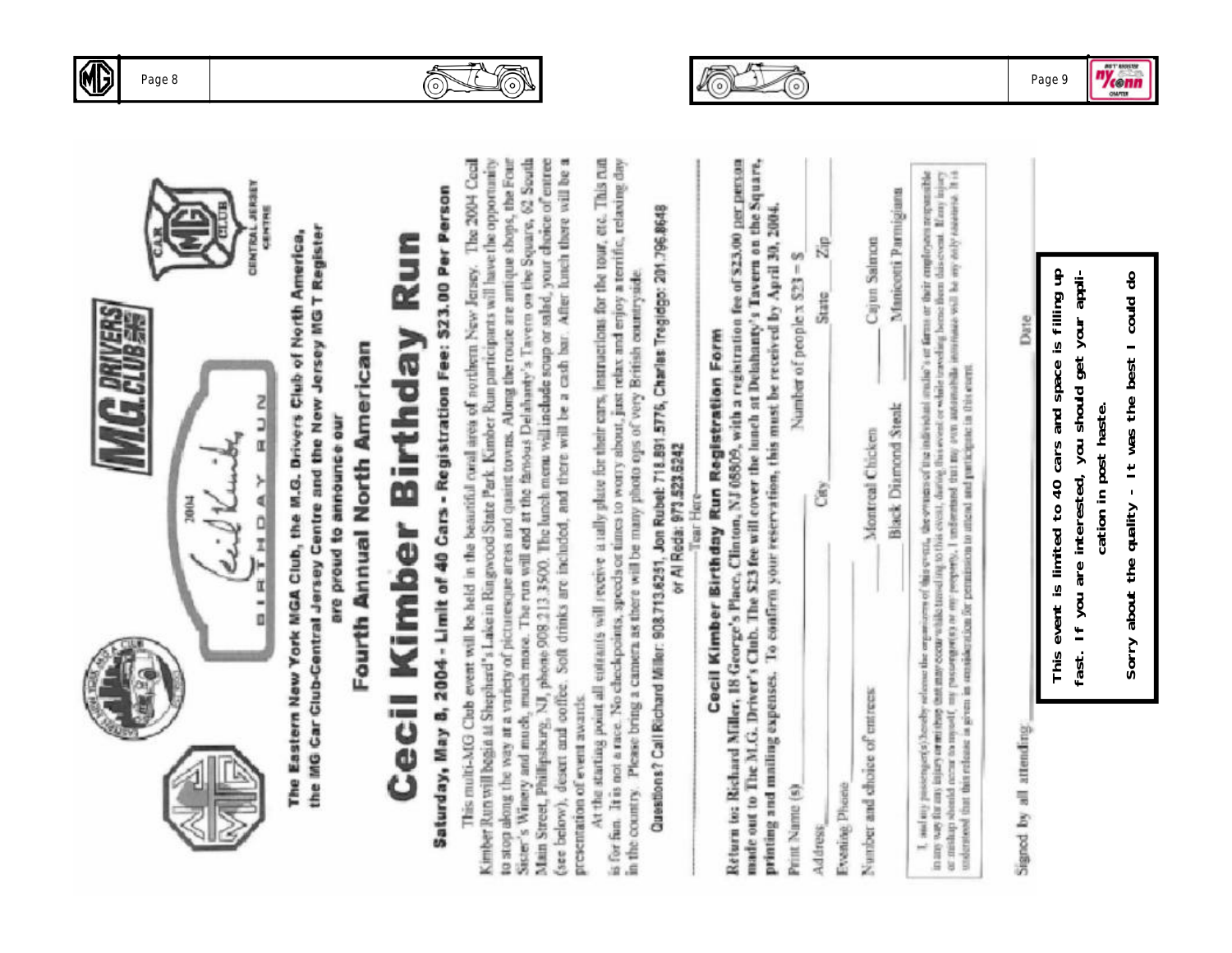The Eastern New York MGA Club, the M.G. Drivers Club of North America, the MG Car Club-Central Jersey Centre and the New Jersey MG T Register are proud to announce our

## Fourth Annual North American

# Cecil Kimber Birthday Run

**Saturday, May 8, 2004 - Limit of 40 Cars - Registration Fee: $23.00 Per Person**

This multi-MG Club event will be held in the beautiful rural area of northern New Jersey. The 2004 Cecil Kimber Run will begin at Shepherd's Lake in Ringwood State Park. Kimber Run participants will have the opportunity to stop along the way at a variety of picturesque areas and quaint towns. Along the route are antique shops, the Four Sister's Winery and much, much more. The run will end at the famous Delahanty's Tavern on the Square, 62 South Main Street, Phillipsburg, NJ, phone 908.213.3500. The lunch menu will include soup or salad, your choice of entree (see below), desert and coffee. Soft drinks are included, and there will be a cash bar. After lunch there will be a presentation of event awards.

At the starting point all entrants will receive a rally plate for their cars, instructions for the tour, etc. This run is for fun. It is not a race. No checkpoints, speeds or times to worry about, just relax and enjoy a terrific, relaxing day in the country. Please bring a camera as there will be many photo ops of very British countryside.

Questions? Call Richard Miller: 908.713.6251, Jon Rubel: 718.891.5776, Charles Tregidgo: 201.796.8648 or Al Reda: 973.523.6242

Tear Here

### Cecil Kimber Birthday Run Registration Form

**Return to: Richard Miller, 18 George's Place, Clinton, NJ 08809, with a registration fee of $23.00 per person made out to The M.G. Driver's Club. The $23 fee will cover the lunch at Delahanty's Tavern on the Square, printing and mailing expenses. To confirm your reservation, this must be received by April 30, 2004.**

Print Name (s) ________________ Number of people x $23 = $ ______

Address ________________ City ________ State ______ Zip ______

Evening Phone ________________

Number and choice of entrees: ______ Montreal Chicken ______ Cajun Salmon ______ Black Diamond Steak ______ Manicotti Parmigiana

I, and my passenger(s) hereby release the organizers of this event, the owners of the individual cradle's or farms or their employees responsible in any way for any injury or mishap that may occur while traveling to this event, during this event or while traveling home from this event. If any injury or mishap should occur to myself, my passenger(s) or my property, I understand that my own automobile insurance will be my only assurance. It is understood that this release is given in consideration for permission to attend and participate in this event.

Signed by all attending ________________ Date ________

**This event is limited to 40 cars and space is filling up fast. If you are interested, you should get your application in post haste.**

**Sorry about the quality - It was the best I could do**